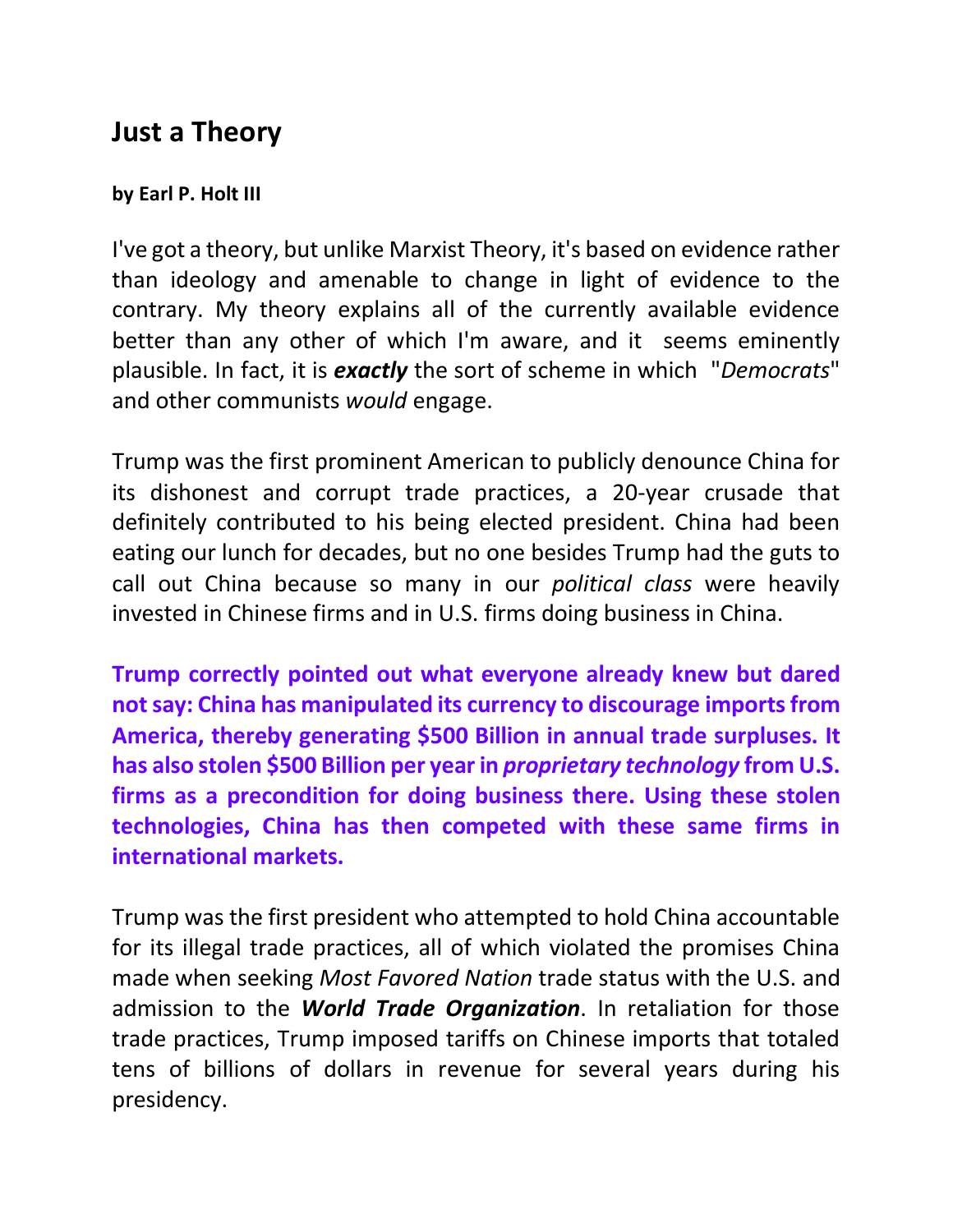## Just a Theory

**by Earl P. Holt III**

I've got a theory, but unlike Marxist Theory, it's based on evidence rather than ideology and amenable to change in light of evidence to the contrary. My theory explains all of the currently available evidence better than any other of which I'm aware, and it seems eminently plausible. In fact, it is ***exactly*** the sort of scheme in which "*Democrats*" and other communists *would* engage.

Trump was the first prominent American to publicly denounce China for its dishonest and corrupt trade practices, a 20-year crusade that definitely contributed to his being elected president. China had been eating our lunch for decades, but no one besides Trump had the guts to call out China because so many in our *political class* were heavily invested in Chinese firms and in U.S. firms doing business in China.

**Trump correctly pointed out what everyone already knew but dared not say: China has manipulated its currency to discourage imports from America, thereby generating $500 Billion in annual trade surpluses. It has also stolen $500 Billion per year in *proprietary technology* from U.S. firms as a precondition for doing business there. Using these stolen technologies, China has then competed with these same firms in international markets.**

Trump was the first president who attempted to hold China accountable for its illegal trade practices, all of which violated the promises China made when seeking *Most Favored Nation* trade status with the U.S. and admission to the ***World Trade Organization***. In retaliation for those trade practices, Trump imposed tariffs on Chinese imports that totaled tens of billions of dollars in revenue for several years during his presidency.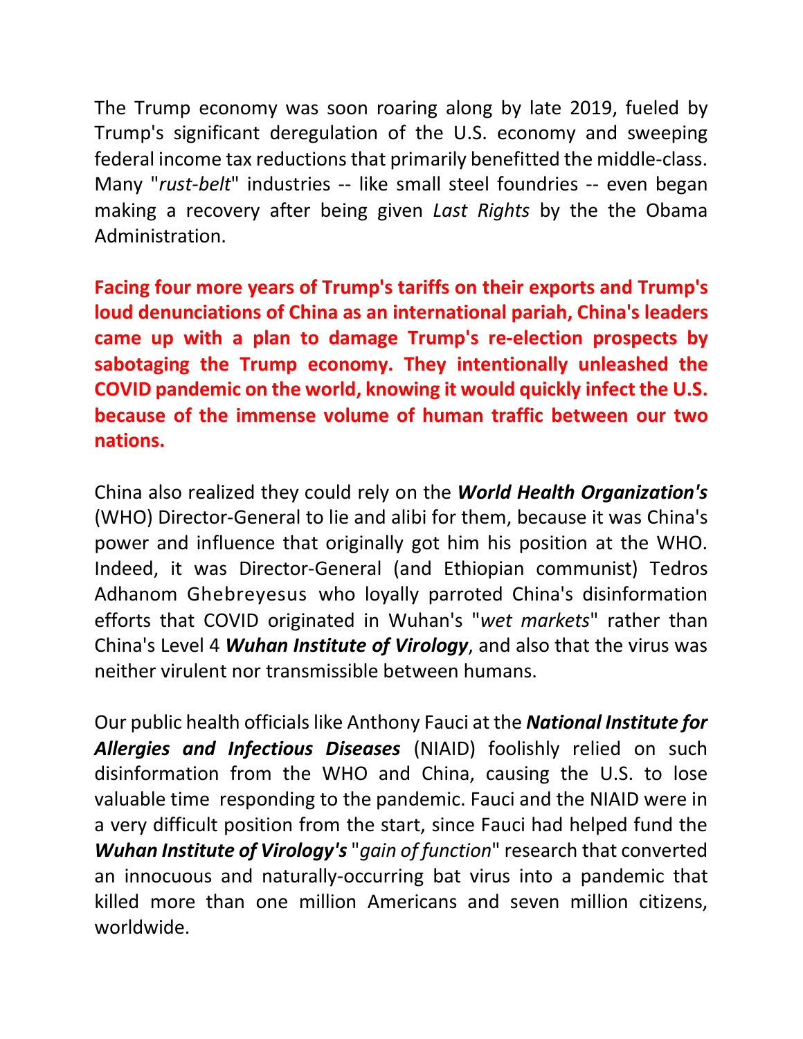The Trump economy was soon roaring along by late 2019, fueled by Trump's significant deregulation of the U.S. economy and sweeping federal income tax reductions that primarily benefitted the middle-class. Many "*rust-belt*" industries -- like small steel foundries -- even began making a recovery after being given *Last Rights* by the the Obama Administration.

**Facing four more years of Trump's tariffs on their exports and Trump's loud denunciations of China as an international pariah, China's leaders came up with a plan to damage Trump's re-election prospects by sabotaging the Trump economy. They intentionally unleashed the COVID pandemic on the world, knowing it would quickly infect the U.S. because of the immense volume of human traffic between our two nations.**

China also realized they could rely on the ***World Health Organization's*** (WHO) Director-General to lie and alibi for them, because it was China's power and influence that originally got him his position at the WHO. Indeed, it was Director-General (and Ethiopian communist) Tedros Adhanom Ghebreyesus who loyally parroted China's disinformation efforts that COVID originated in Wuhan's "*wet markets*" rather than China's Level 4 ***Wuhan Institute of Virology***, and also that the virus was neither virulent nor transmissible between humans.

Our public health officials like Anthony Fauci at the ***National Institute for Allergies and Infectious Diseases*** (NIAID) foolishly relied on such disinformation from the WHO and China, causing the U.S. to lose valuable time responding to the pandemic. Fauci and the NIAID were in a very difficult position from the start, since Fauci had helped fund the ***Wuhan Institute of Virology's*** "*gain of function*" research that converted an innocuous and naturally-occurring bat virus into a pandemic that killed more than one million Americans and seven million citizens, worldwide.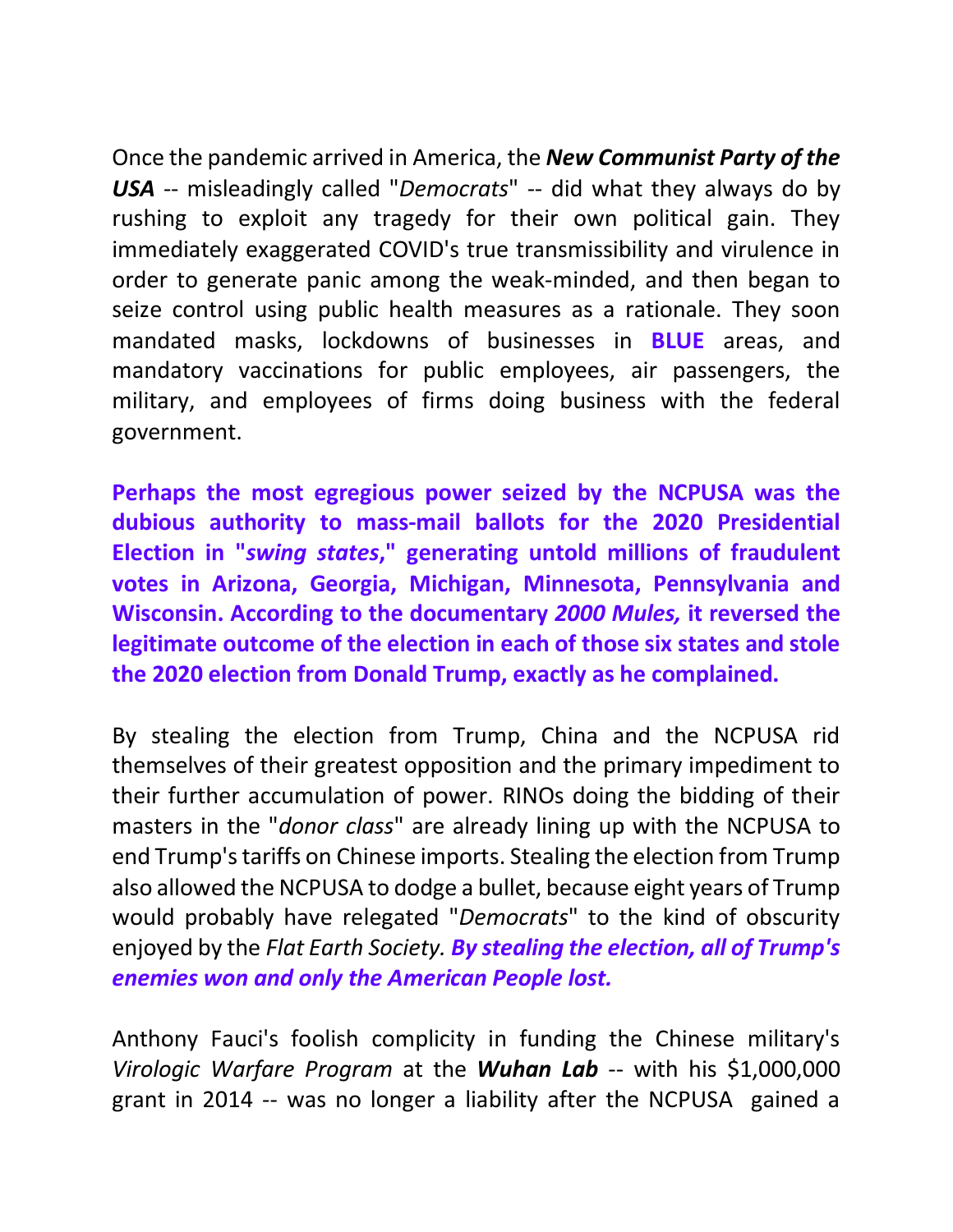Once the pandemic arrived in America, the ***New Communist Party of the USA*** -- misleadingly called "*Democrats*" -- did what they always do by rushing to exploit any tragedy for their own political gain. They immediately exaggerated COVID's true transmissibility and virulence in order to generate panic among the weak-minded, and then began to seize control using public health measures as a rationale. They soon mandated masks, lockdowns of businesses in **BLUE** areas, and mandatory vaccinations for public employees, air passengers, the military, and employees of firms doing business with the federal government.

**Perhaps the most egregious power seized by the NCPUSA was the dubious authority to mass-mail ballots for the 2020 Presidential Election in "*swing states*," generating untold millions of fraudulent votes in Arizona, Georgia, Michigan, Minnesota, Pennsylvania and Wisconsin. According to the documentary *2000 Mules,* it reversed the legitimate outcome of the election in each of those six states and stole the 2020 election from Donald Trump, exactly as he complained.**

By stealing the election from Trump, China and the NCPUSA rid themselves of their greatest opposition and the primary impediment to their further accumulation of power. RINOs doing the bidding of their masters in the "*donor class*" are already lining up with the NCPUSA to end Trump's tariffs on Chinese imports. Stealing the election from Trump also allowed the NCPUSA to dodge a bullet, because eight years of Trump would probably have relegated "*Democrats*" to the kind of obscurity enjoyed by the *Flat Earth Society.* ***By stealing the election, all of Trump's enemies won and only the American People lost.***

Anthony Fauci's foolish complicity in funding the Chinese military's *Virologic Warfare Program* at the ***Wuhan Lab*** -- with his $1,000,000 grant in 2014 -- was no longer a liability after the NCPUSA gained a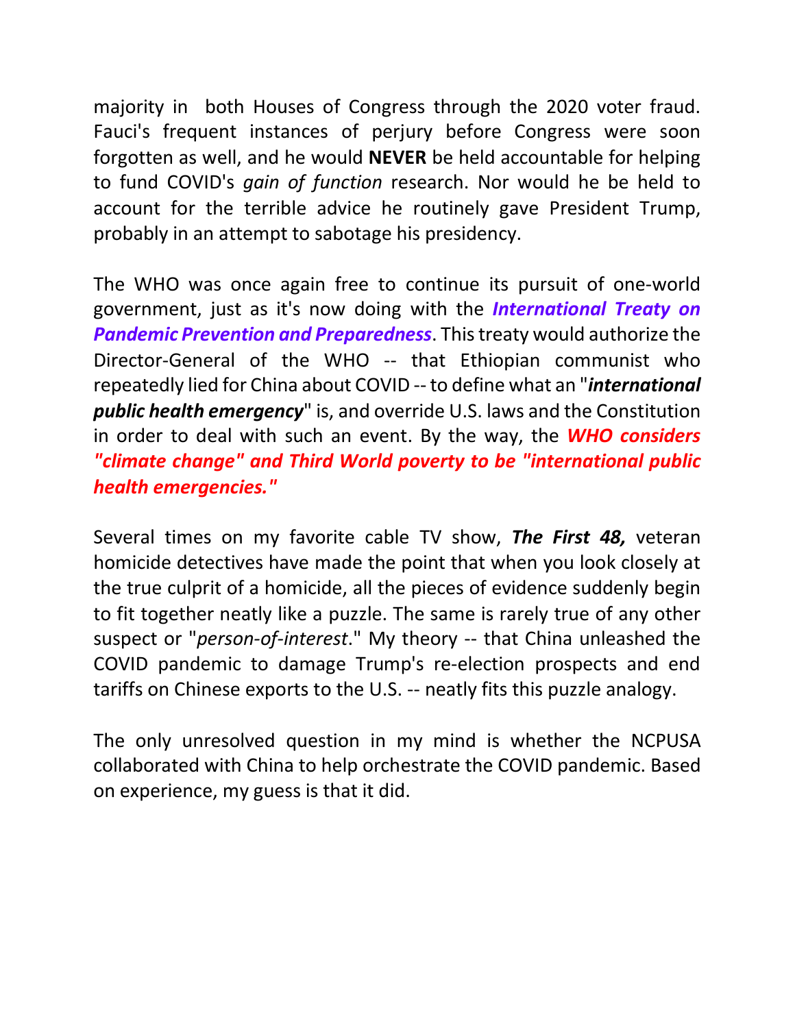majority in both Houses of Congress through the 2020 voter fraud. Fauci's frequent instances of perjury before Congress were soon forgotten as well, and he would **NEVER** be held accountable for helping to fund COVID's *gain of function* research. Nor would he be held to account for the terrible advice he routinely gave President Trump, probably in an attempt to sabotage his presidency.

The WHO was once again free to continue its pursuit of one-world government, just as it's now doing with the ***International Treaty on Pandemic Prevention and Preparedness***. This treaty would authorize the Director-General of the WHO -- that Ethiopian communist who repeatedly lied for China about COVID -- to define what an "***international public health emergency***" is, and override U.S. laws and the Constitution in order to deal with such an event. By the way, the ***WHO considers "climate change" and Third World poverty to be "international public health emergencies."***

Several times on my favorite cable TV show, ***The First 48,*** veteran homicide detectives have made the point that when you look closely at the true culprit of a homicide, all the pieces of evidence suddenly begin to fit together neatly like a puzzle. The same is rarely true of any other suspect or "*person-of-interest*." My theory -- that China unleashed the COVID pandemic to damage Trump's re-election prospects and end tariffs on Chinese exports to the U.S. -- neatly fits this puzzle analogy.

The only unresolved question in my mind is whether the NCPUSA collaborated with China to help orchestrate the COVID pandemic. Based on experience, my guess is that it did.